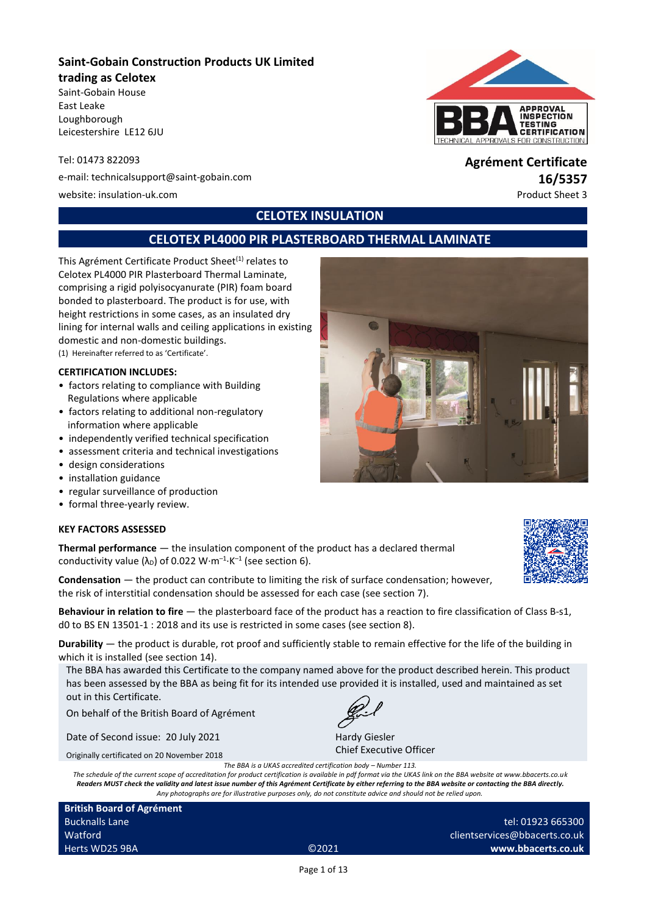**Saint-Gobain Construction Products UK Limited**
**trading as Celotex**
Saint-Gobain House
East Leake
Loughborough
Leicestershire LE12 6JU

Tel: 01473 822093

e-mail: technicalsupport@saint-gobain.com

website: insulation-uk.com

**Agrément Certificate**
**16/5357**
Product Sheet 3

## CELOTEX INSULATION

## CELOTEX PL4000 PIR PLASTERBOARD THERMAL LAMINATE

This Agrément Certificate Product Sheet[1] relates to Celotex PL4000 PIR Plasterboard Thermal Laminate, comprising a rigid polyisocyanurate (PIR) foam board bonded to plasterboard. The product is for use, with height restrictions in some cases, as an insulated dry lining for internal walls and ceiling applications in existing domestic and non-domestic buildings.

(1) Hereinafter referred to as 'Certificate'.

**CERTIFICATION INCLUDES:**

- factors relating to compliance with Building Regulations where applicable
- factors relating to additional non-regulatory information where applicable
- independently verified technical specification
- assessment criteria and technical investigations
- design considerations
- installation guidance
- regular surveillance of production
- formal three-yearly review.

**KEY FACTORS ASSESSED**

**Thermal performance** — the insulation component of the product has a declared thermal conductivity value ($\lambda_D$) of 0.022 $W{\cdot}m^{-1}{\cdot}K^{-1}$ (see section 6).

**Condensation** — the product can contribute to limiting the risk of surface condensation; however, the risk of interstitial condensation should be assessed for each case (see section 7).

**Behaviour in relation to fire** — the plasterboard face of the product has a reaction to fire classification of Class B-s1, d0 to BS EN 13501-1 : 2018 and its use is restricted in some cases (see section 8).

**Durability** — the product is durable, rot proof and sufficiently stable to remain effective for the life of the building in which it is installed (see section 14).

The BBA has awarded this Certificate to the company named above for the product described herein. This product has been assessed by the BBA as being fit for its intended use provided it is installed, used and maintained as set out in this Certificate.

On behalf of the British Board of Agrément

Date of Second issue: 20 July 2021

Originally certificated on 20 November 2018

Hardy Giesler
Chief Executive Officer

*The BBA is a UKAS accredited certification body – Number 113.*
*The schedule of the current scope of accreditation for product certification is available in pdf format via the UKAS link on the BBA website at www.bbacerts.co.uk*
***Readers MUST check the validity and latest issue number of this Agrément Certificate by either referring to the BBA website or contacting the BBA directly.***
*Any photographs are for illustrative purposes only, do not constitute advice and should not be relied upon.*

**British Board of Agrément**
Bucknalls Lane
Watford
Herts WD25 9BA

©2021

tel: 01923 665300
clientservices@bbacerts.co.uk
**www.bbacerts.co.uk**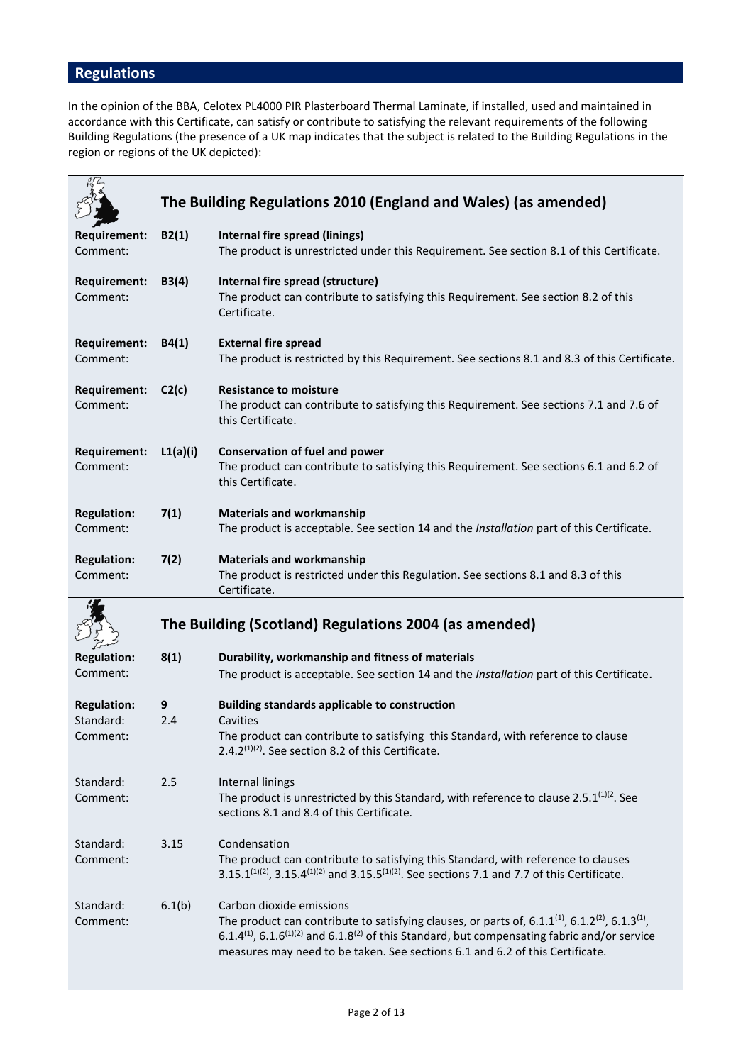## Regulations

In the opinion of the BBA, Celotex PL4000 PIR Plasterboard Thermal Laminate, if installed, used and maintained in accordance with this Certificate, can satisfy or contribute to satisfying the relevant requirements of the following Building Regulations (the presence of a UK map indicates that the subject is related to the Building Regulations in the region or regions of the UK depicted):

### The Building Regulations 2010 (England and Wales) (as amended)

**Requirement:** **B2(1)** **Internal fire spread (linings)**
Comment: The product is unrestricted under this Requirement. See section 8.1 of this Certificate.

**Requirement:** **B3(4)** **Internal fire spread (structure)**
Comment: The product can contribute to satisfying this Requirement. See section 8.2 of this Certificate.

**Requirement:** **B4(1)** **External fire spread**
Comment: The product is restricted by this Requirement. See sections 8.1 and 8.3 of this Certificate.

**Requirement:** **C2(c)** **Resistance to moisture**
Comment: The product can contribute to satisfying this Requirement. See sections 7.1 and 7.6 of this Certificate.

**Requirement:** **L1(a)(i)** **Conservation of fuel and power**
Comment: The product can contribute to satisfying this Requirement. See sections 6.1 and 6.2 of this Certificate.

**Regulation:** **7(1)** **Materials and workmanship**
Comment: The product is acceptable. See section 14 and the *Installation* part of this Certificate.

**Regulation:** **7(2)** **Materials and workmanship**
Comment: The product is restricted under this Regulation. See sections 8.1 and 8.3 of this Certificate.

### The Building (Scotland) Regulations 2004 (as amended)

**Regulation:** **8(1)** **Durability, workmanship and fitness of materials**
Comment: The product is acceptable. See section 14 and the *Installation* part of this Certificate.

**Regulation:** **9** **Building standards applicable to construction**
Standard: 2.4 Cavities
Comment: The product can contribute to satisfying this Standard, with reference to clause 2.4.2[(1)(2)]. See section 8.2 of this Certificate.

Standard: 2.5 Internal linings
Comment: The product is unrestricted by this Standard, with reference to clause 2.5.1[(1)(2]. See sections 8.1 and 8.4 of this Certificate.

Standard: 3.15 Condensation
Comment: The product can contribute to satisfying this Standard, with reference to clauses 3.15.1[(1)(2)], 3.15.4[(1)(2)] and 3.15.5[(1)(2)]. See sections 7.1 and 7.7 of this Certificate.

Standard: 6.1(b) Carbon dioxide emissions
Comment: The product can contribute to satisfying clauses, or parts of, 6.1.1[(1)], 6.1.2[(2)], 6.1.3[(1)], 6.1.4[(1)], 6.1.6[(1)(2)] and 6.1.8[(2)] of this Standard, but compensating fabric and/or service measures may need to be taken. See sections 6.1 and 6.2 of this Certificate.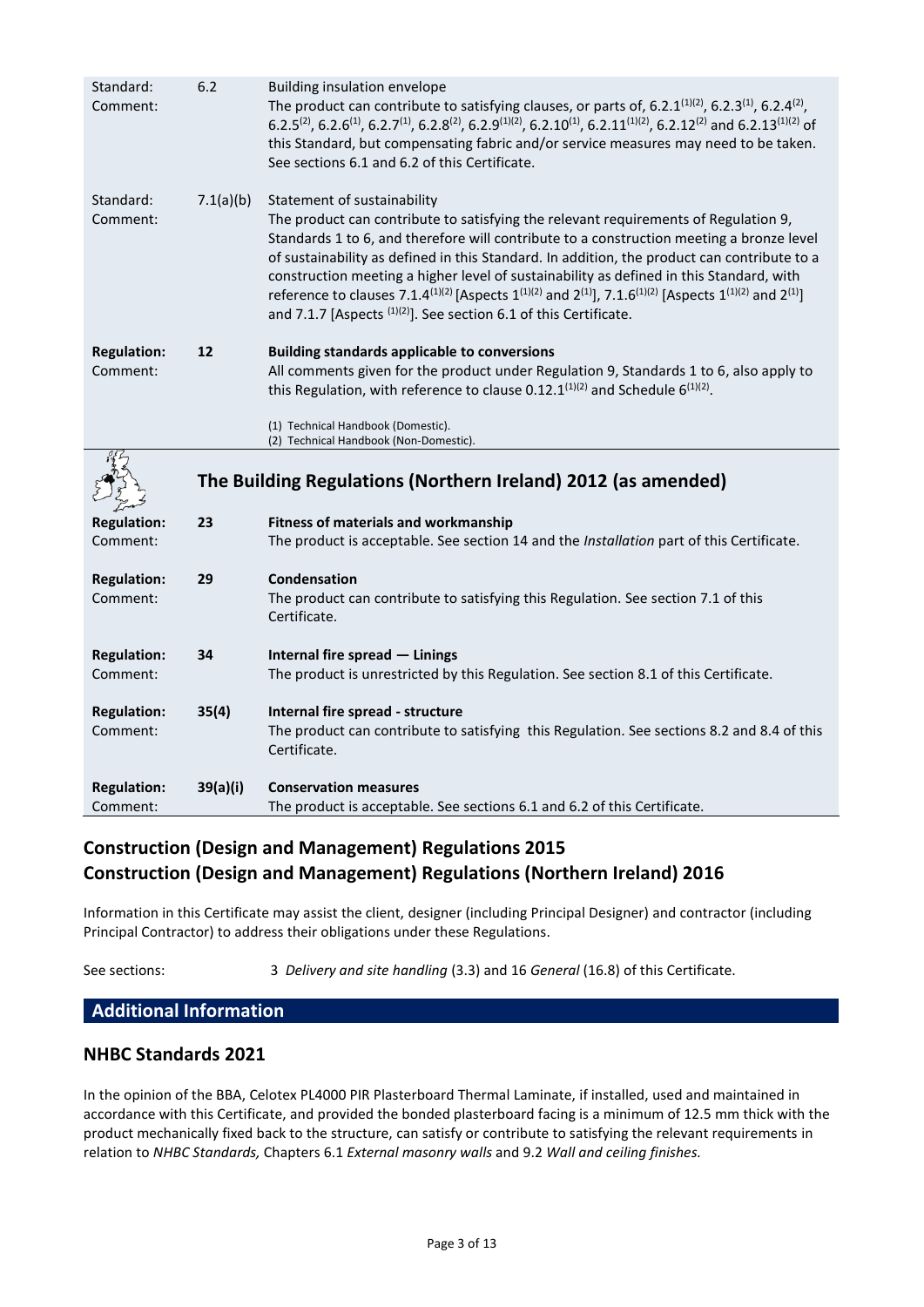| | | |
|---|---|---|
| Standard:<br>Comment: | 6.2 | Building insulation envelope<br>The product can contribute to satisfying clauses, or parts of, 6.2.1[(1)(2)], 6.2.3[(1)], 6.2.4[(2)], 6.2.5[(2)], 6.2.6[(1)], 6.2.7[(1)], 6.2.8[(2)], 6.2.9[(1)(2)], 6.2.10[(1)], 6.2.11[(1)(2)], 6.2.12[(2)] and 6.2.13[(1)(2)] of this Standard, but compensating fabric and/or service measures may need to be taken. See sections 6.1 and 6.2 of this Certificate. |
| Standard:<br>Comment: | 7.1(a)(b) | Statement of sustainability<br>The product can contribute to satisfying the relevant requirements of Regulation 9, Standards 1 to 6, and therefore will contribute to a construction meeting a bronze level of sustainability as defined in this Standard. In addition, the product can contribute to a construction meeting a higher level of sustainability as defined in this Standard, with reference to clauses 7.1.4[(1)(2)] [Aspects 1[(1)(2)] and 2[(1)]], 7.1.6[(1)(2)] [Aspects 1[(1)(2)] and 2[(1)]] and 7.1.7 [Aspects [(1)(2)]]. See section 6.1 of this Certificate. |
| **Regulation:**<br>Comment: | **12** | **Building standards applicable to conversions**<br>All comments given for the product under Regulation 9, Standards 1 to 6, also apply to this Regulation, with reference to clause 0.12.1[(1)(2)] and Schedule 6[(1)(2)].<br><br>(1) Technical Handbook (Domestic).<br>(2) Technical Handbook (Non-Domestic). |

## The Building Regulations (Northern Ireland) 2012 (as amended)

| | | |
|---|---|---|
| **Regulation:**<br>Comment: | **23** | **Fitness of materials and workmanship**<br>The product is acceptable. See section 14 and the *Installation* part of this Certificate. |
| **Regulation:**<br>Comment: | **29** | **Condensation**<br>The product can contribute to satisfying this Regulation. See section 7.1 of this Certificate. |
| **Regulation:**<br>Comment: | **34** | **Internal fire spread — Linings**<br>The product is unrestricted by this Regulation. See section 8.1 of this Certificate. |
| **Regulation:**<br>Comment: | **35(4)** | **Internal fire spread - structure**<br>The product can contribute to satisfying this Regulation. See sections 8.2 and 8.4 of this Certificate. |
| **Regulation:**<br>Comment: | **39(a)(i)** | **Conservation measures**<br>The product is acceptable. See sections 6.1 and 6.2 of this Certificate. |

## Construction (Design and Management) Regulations 2015
## Construction (Design and Management) Regulations (Northern Ireland) 2016

Information in this Certificate may assist the client, designer (including Principal Designer) and contractor (including Principal Contractor) to address their obligations under these Regulations.

See sections: 3 *Delivery and site handling* (3.3) and 16 *General* (16.8) of this Certificate.

## Additional Information

### NHBC Standards 2021

In the opinion of the BBA, Celotex PL4000 PIR Plasterboard Thermal Laminate, if installed, used and maintained in accordance with this Certificate, and provided the bonded plasterboard facing is a minimum of 12.5 mm thick with the product mechanically fixed back to the structure, can satisfy or contribute to satisfying the relevant requirements in relation to *NHBC Standards,* Chapters 6.1 *External masonry walls* and 9.2 *Wall and ceiling finishes.*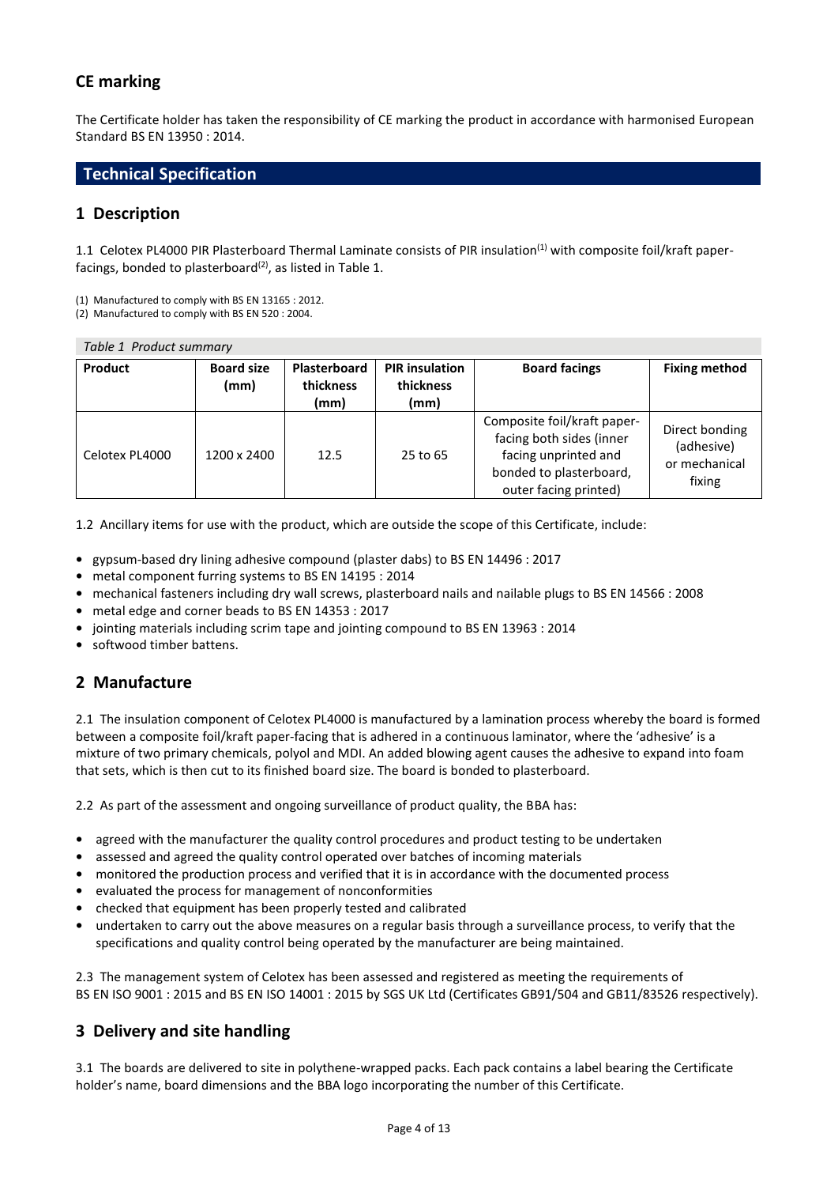## CE marking

The Certificate holder has taken the responsibility of CE marking the product in accordance with harmonised European Standard BS EN 13950 : 2014.

# Technical Specification

## 1 Description

1.1 Celotex PL4000 PIR Plasterboard Thermal Laminate consists of PIR insulation[1] with composite foil/kraft paper-facings, bonded to plasterboard[2], as listed in Table 1.

(1) Manufactured to comply with BS EN 13165 : 2012.
(2) Manufactured to comply with BS EN 520 : 2004.

*Table 1 Product summary*

| Product | Board size (mm) | Plasterboard thickness (mm) | PIR insulation thickness (mm) | Board facings | Fixing method |
|---|---|---|---|---|---|
| Celotex PL4000 | 1200 x 2400 | 12.5 | 25 to 65 | Composite foil/kraft paper-facing both sides (inner facing unprinted and bonded to plasterboard, outer facing printed) | Direct bonding (adhesive) or mechanical fixing |

1.2 Ancillary items for use with the product, which are outside the scope of this Certificate, include:

- gypsum-based dry lining adhesive compound (plaster dabs) to BS EN 14496 : 2017
- metal component furring systems to BS EN 14195 : 2014
- mechanical fasteners including dry wall screws, plasterboard nails and nailable plugs to BS EN 14566 : 2008
- metal edge and corner beads to BS EN 14353 : 2017
- jointing materials including scrim tape and jointing compound to BS EN 13963 : 2014
- softwood timber battens.

## 2 Manufacture

2.1 The insulation component of Celotex PL4000 is manufactured by a lamination process whereby the board is formed between a composite foil/kraft paper-facing that is adhered in a continuous laminator, where the 'adhesive' is a mixture of two primary chemicals, polyol and MDI. An added blowing agent causes the adhesive to expand into foam that sets, which is then cut to its finished board size. The board is bonded to plasterboard.

2.2 As part of the assessment and ongoing surveillance of product quality, the BBA has:

- agreed with the manufacturer the quality control procedures and product testing to be undertaken
- assessed and agreed the quality control operated over batches of incoming materials
- monitored the production process and verified that it is in accordance with the documented process
- evaluated the process for management of nonconformities
- checked that equipment has been properly tested and calibrated
- undertaken to carry out the above measures on a regular basis through a surveillance process, to verify that the specifications and quality control being operated by the manufacturer are being maintained.

2.3 The management system of Celotex has been assessed and registered as meeting the requirements of BS EN ISO 9001 : 2015 and BS EN ISO 14001 : 2015 by SGS UK Ltd (Certificates GB91/504 and GB11/83526 respectively).

## 3 Delivery and site handling

3.1 The boards are delivered to site in polythene-wrapped packs. Each pack contains a label bearing the Certificate holder's name, board dimensions and the BBA logo incorporating the number of this Certificate.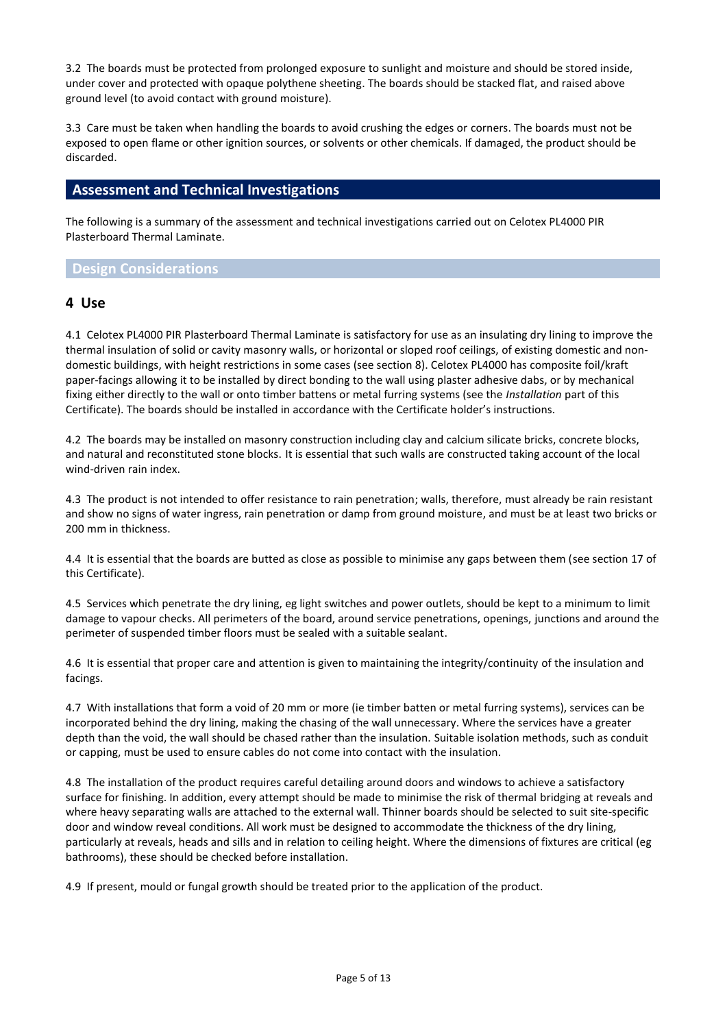3.2 The boards must be protected from prolonged exposure to sunlight and moisture and should be stored inside, under cover and protected with opaque polythene sheeting. The boards should be stacked flat, and raised above ground level (to avoid contact with ground moisture).

3.3 Care must be taken when handling the boards to avoid crushing the edges or corners. The boards must not be exposed to open flame or other ignition sources, or solvents or other chemicals. If damaged, the product should be discarded.

## Assessment and Technical Investigations

The following is a summary of the assessment and technical investigations carried out on Celotex PL4000 PIR Plasterboard Thermal Laminate.

### Design Considerations

## 4 Use

4.1 Celotex PL4000 PIR Plasterboard Thermal Laminate is satisfactory for use as an insulating dry lining to improve the thermal insulation of solid or cavity masonry walls, or horizontal or sloped roof ceilings, of existing domestic and non-domestic buildings, with height restrictions in some cases (see section 8). Celotex PL4000 has composite foil/kraft paper-facings allowing it to be installed by direct bonding to the wall using plaster adhesive dabs, or by mechanical fixing either directly to the wall or onto timber battens or metal furring systems (see the *Installation* part of this Certificate). The boards should be installed in accordance with the Certificate holder's instructions.

4.2 The boards may be installed on masonry construction including clay and calcium silicate bricks, concrete blocks, and natural and reconstituted stone blocks. It is essential that such walls are constructed taking account of the local wind-driven rain index.

4.3 The product is not intended to offer resistance to rain penetration; walls, therefore, must already be rain resistant and show no signs of water ingress, rain penetration or damp from ground moisture, and must be at least two bricks or 200 mm in thickness.

4.4 It is essential that the boards are butted as close as possible to minimise any gaps between them (see section 17 of this Certificate).

4.5 Services which penetrate the dry lining, eg light switches and power outlets, should be kept to a minimum to limit damage to vapour checks. All perimeters of the board, around service penetrations, openings, junctions and around the perimeter of suspended timber floors must be sealed with a suitable sealant.

4.6 It is essential that proper care and attention is given to maintaining the integrity/continuity of the insulation and facings.

4.7 With installations that form a void of 20 mm or more (ie timber batten or metal furring systems), services can be incorporated behind the dry lining, making the chasing of the wall unnecessary. Where the services have a greater depth than the void, the wall should be chased rather than the insulation. Suitable isolation methods, such as conduit or capping, must be used to ensure cables do not come into contact with the insulation.

4.8 The installation of the product requires careful detailing around doors and windows to achieve a satisfactory surface for finishing. In addition, every attempt should be made to minimise the risk of thermal bridging at reveals and where heavy separating walls are attached to the external wall. Thinner boards should be selected to suit site-specific door and window reveal conditions. All work must be designed to accommodate the thickness of the dry lining, particularly at reveals, heads and sills and in relation to ceiling height. Where the dimensions of fixtures are critical (eg bathrooms), these should be checked before installation.

4.9 If present, mould or fungal growth should be treated prior to the application of the product.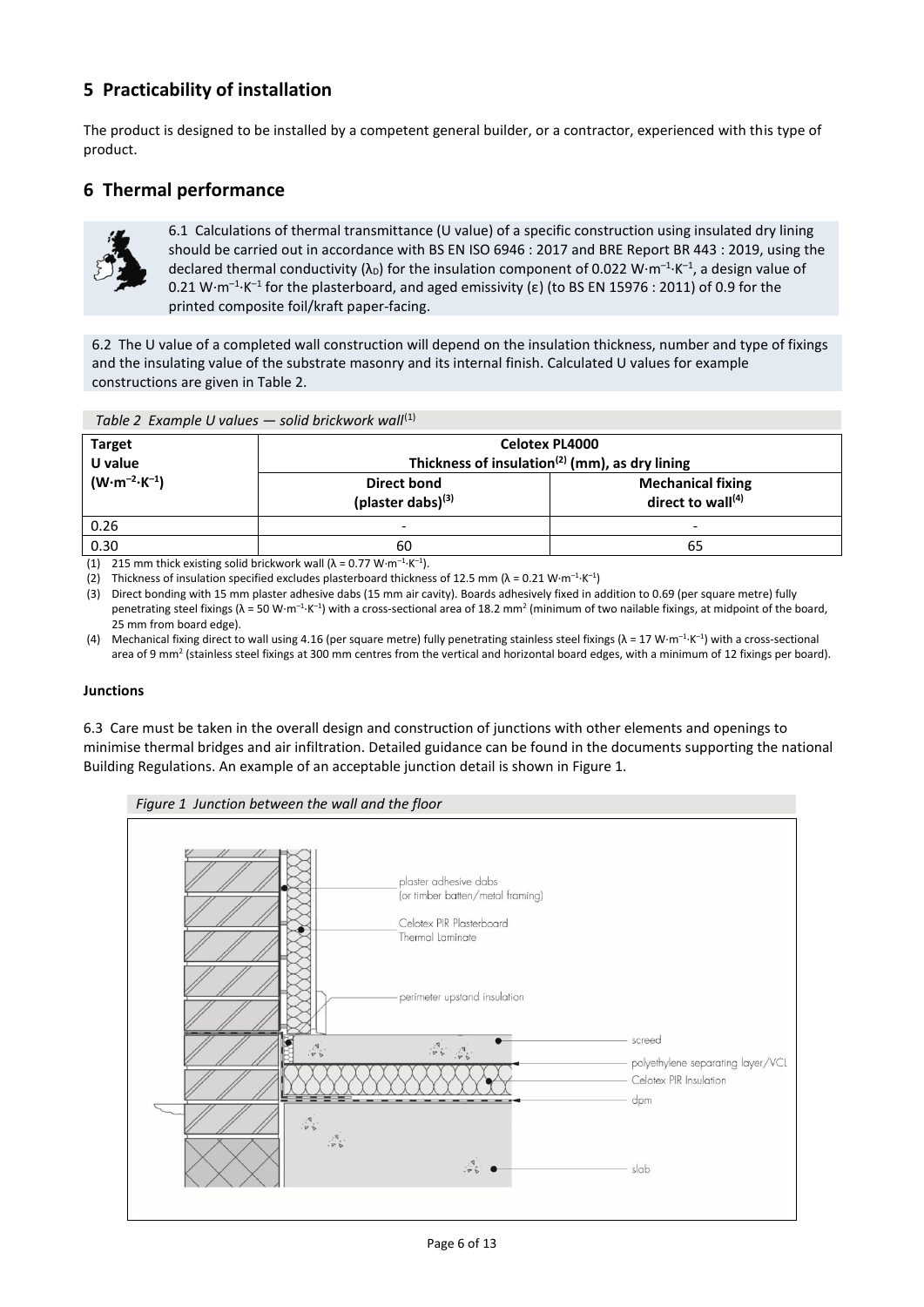## 5 Practicability of installation

The product is designed to be installed by a competent general builder, or a contractor, experienced with this type of product.

## 6 Thermal performance

6.1 Calculations of thermal transmittance (U value) of a specific construction using insulated dry lining should be carried out in accordance with BS EN ISO 6946 : 2017 and BRE Report BR 443 : 2019, using the declared thermal conductivity ($\lambda_D$) for the insulation component of 0.022 $W \cdot m^{-1} \cdot K^{-1}$, a design value of 0.21 $W \cdot m^{-1} \cdot K^{-1}$ for the plasterboard, and aged emissivity ($\varepsilon$) (to BS EN 15976 : 2011) of 0.9 for the printed composite foil/kraft paper-facing.

6.2 The U value of a completed wall construction will depend on the insulation thickness, number and type of fixings and the insulating value of the substrate masonry and its internal finish. Calculated U values for example constructions are given in Table 2.

*Table 2 Example U values — solid brickwork wall*[1]

| Target U value ($W \cdot m^{-2} \cdot K^{-1}$) | Celotex PL4000 Thickness of insulation[2] (mm), as dry lining | |
|---|---|---|
| | Direct bond (plaster dabs)[3] | Mechanical fixing direct to wall[4] |
| 0.26 | - | - |
| 0.30 | 60 | 65 |

(1) 215 mm thick existing solid brickwork wall ($\lambda$ = 0.77 $W \cdot m^{-1} \cdot K^{-1}$).

(2) Thickness of insulation specified excludes plasterboard thickness of 12.5 mm ($\lambda$ = 0.21 $W \cdot m^{-1} \cdot K^{-1}$)

(3) Direct bonding with 15 mm plaster adhesive dabs (15 mm air cavity). Boards adhesively fixed in addition to 0.69 (per square metre) fully penetrating steel fixings ($\lambda$ = 50 $W \cdot m^{-1} \cdot K^{-1}$) with a cross-sectional area of 18.2 $mm^2$ (minimum of two nailable fixings, at midpoint of the board, 25 mm from board edge).

(4) Mechanical fixing direct to wall using 4.16 (per square metre) fully penetrating stainless steel fixings ($\lambda$ = 17 $W \cdot m^{-1} \cdot K^{-1}$) with a cross-sectional area of 9 $mm^2$ (stainless steel fixings at 300 mm centres from the vertical and horizontal board edges, with a minimum of 12 fixings per board).

### Junctions

6.3 Care must be taken in the overall design and construction of junctions with other elements and openings to minimise thermal bridges and air infiltration. Detailed guidance can be found in the documents supporting the national Building Regulations. An example of an acceptable junction detail is shown in Figure 1.

*Figure 1 Junction between the wall and the floor*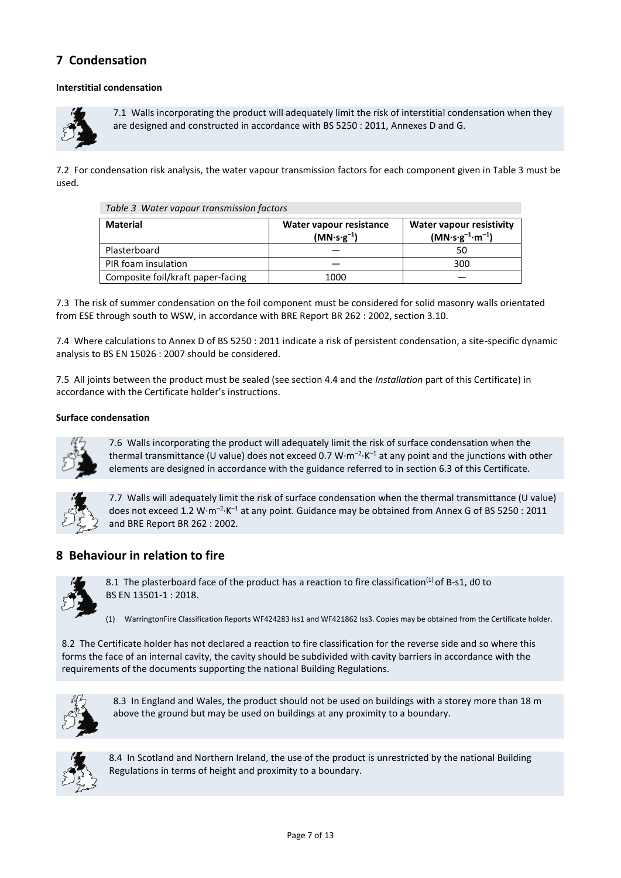## 7 Condensation

**Interstitial condensation**

7.1 Walls incorporating the product will adequately limit the risk of interstitial condensation when they are designed and constructed in accordance with BS 5250 : 2011, Annexes D and G.

7.2 For condensation risk analysis, the water vapour transmission factors for each component given in Table 3 must be used.

*Table 3 Water vapour transmission factors*

| Material | Water vapour resistance $(MN{\cdot}s{\cdot}g^{-1})$ | Water vapour resistivity $(MN{\cdot}s{\cdot}g^{-1}{\cdot}m^{-1})$ |
|---|---|---|
| Plasterboard | — | 50 |
| PIR foam insulation | — | 300 |
| Composite foil/kraft paper-facing | 1000 | — |

7.3 The risk of summer condensation on the foil component must be considered for solid masonry walls orientated from ESE through south to WSW, in accordance with BRE Report BR 262 : 2002, section 3.10.

7.4 Where calculations to Annex D of BS 5250 : 2011 indicate a risk of persistent condensation, a site-specific dynamic analysis to BS EN 15026 : 2007 should be considered.

7.5 All joints between the product must be sealed (see section 4.4 and the *Installation* part of this Certificate) in accordance with the Certificate holder's instructions.

**Surface condensation**

7.6 Walls incorporating the product will adequately limit the risk of surface condensation when the thermal transmittance (U value) does not exceed 0.7 $W{\cdot}m^{-2}{\cdot}K^{-1}$ at any point and the junctions with other elements are designed in accordance with the guidance referred to in section 6.3 of this Certificate.

7.7 Walls will adequately limit the risk of surface condensation when the thermal transmittance (U value) does not exceed 1.2 $W{\cdot}m^{-2}{\cdot}K^{-1}$ at any point. Guidance may be obtained from Annex G of BS 5250 : 2011 and BRE Report BR 262 : 2002.

## 8 Behaviour in relation to fire

8.1 The plasterboard face of the product has a reaction to fire classification[1] of B-s1, d0 to BS EN 13501-1 : 2018.

(1) WarringtonFire Classification Reports WF424283 Iss1 and WF421862 Iss3. Copies may be obtained from the Certificate holder.

8.2 The Certificate holder has not declared a reaction to fire classification for the reverse side and so where this forms the face of an internal cavity, the cavity should be subdivided with cavity barriers in accordance with the requirements of the documents supporting the national Building Regulations.

8.3 In England and Wales, the product should not be used on buildings with a storey more than 18 m above the ground but may be used on buildings at any proximity to a boundary.

8.4 In Scotland and Northern Ireland, the use of the product is unrestricted by the national Building Regulations in terms of height and proximity to a boundary.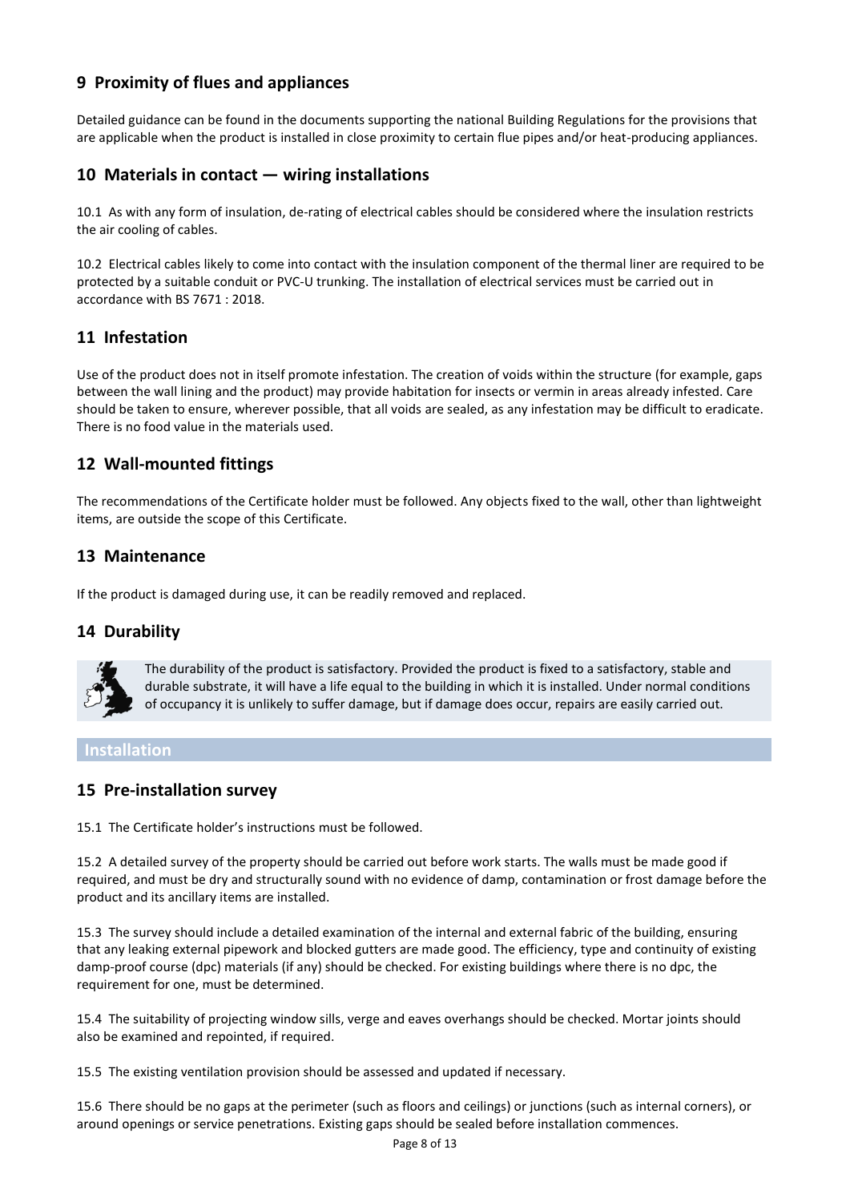## 9 Proximity of flues and appliances

Detailed guidance can be found in the documents supporting the national Building Regulations for the provisions that are applicable when the product is installed in close proximity to certain flue pipes and/or heat-producing appliances.

## 10 Materials in contact — wiring installations

10.1 As with any form of insulation, de-rating of electrical cables should be considered where the insulation restricts the air cooling of cables.

10.2 Electrical cables likely to come into contact with the insulation component of the thermal liner are required to be protected by a suitable conduit or PVC-U trunking. The installation of electrical services must be carried out in accordance with BS 7671 : 2018.

## 11 Infestation

Use of the product does not in itself promote infestation. The creation of voids within the structure (for example, gaps between the wall lining and the product) may provide habitation for insects or vermin in areas already infested. Care should be taken to ensure, wherever possible, that all voids are sealed, as any infestation may be difficult to eradicate. There is no food value in the materials used.

## 12 Wall-mounted fittings

The recommendations of the Certificate holder must be followed. Any objects fixed to the wall, other than lightweight items, are outside the scope of this Certificate.

## 13 Maintenance

If the product is damaged during use, it can be readily removed and replaced.

## 14 Durability

The durability of the product is satisfactory. Provided the product is fixed to a satisfactory, stable and durable substrate, it will have a life equal to the building in which it is installed. Under normal conditions of occupancy it is unlikely to suffer damage, but if damage does occur, repairs are easily carried out.

# Installation

## 15 Pre-installation survey

15.1 The Certificate holder's instructions must be followed.

15.2 A detailed survey of the property should be carried out before work starts. The walls must be made good if required, and must be dry and structurally sound with no evidence of damp, contamination or frost damage before the product and its ancillary items are installed.

15.3 The survey should include a detailed examination of the internal and external fabric of the building, ensuring that any leaking external pipework and blocked gutters are made good. The efficiency, type and continuity of existing damp-proof course (dpc) materials (if any) should be checked. For existing buildings where there is no dpc, the requirement for one, must be determined.

15.4 The suitability of projecting window sills, verge and eaves overhangs should be checked. Mortar joints should also be examined and repointed, if required.

15.5 The existing ventilation provision should be assessed and updated if necessary.

15.6 There should be no gaps at the perimeter (such as floors and ceilings) or junctions (such as internal corners), or around openings or service penetrations. Existing gaps should be sealed before installation commences.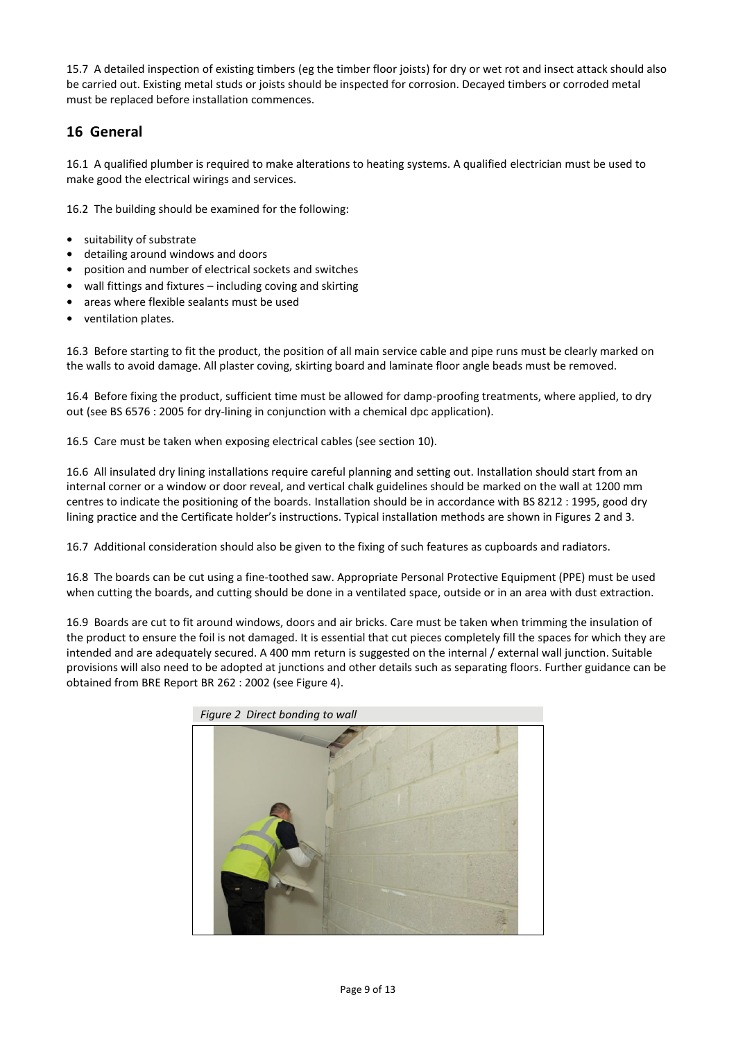15.7 A detailed inspection of existing timbers (eg the timber floor joists) for dry or wet rot and insect attack should also be carried out. Existing metal studs or joists should be inspected for corrosion. Decayed timbers or corroded metal must be replaced before installation commences.

## 16 General

16.1 A qualified plumber is required to make alterations to heating systems. A qualified electrician must be used to make good the electrical wirings and services.

16.2 The building should be examined for the following:

- suitability of substrate
- detailing around windows and doors
- position and number of electrical sockets and switches
- wall fittings and fixtures – including coving and skirting
- areas where flexible sealants must be used
- ventilation plates.

16.3 Before starting to fit the product, the position of all main service cable and pipe runs must be clearly marked on the walls to avoid damage. All plaster coving, skirting board and laminate floor angle beads must be removed.

16.4 Before fixing the product, sufficient time must be allowed for damp-proofing treatments, where applied, to dry out (see BS 6576 : 2005 for dry-lining in conjunction with a chemical dpc application).

16.5 Care must be taken when exposing electrical cables (see section 10).

16.6 All insulated dry lining installations require careful planning and setting out. Installation should start from an internal corner or a window or door reveal, and vertical chalk guidelines should be marked on the wall at 1200 mm centres to indicate the positioning of the boards. Installation should be in accordance with BS 8212 : 1995, good dry lining practice and the Certificate holder's instructions. Typical installation methods are shown in Figures 2 and 3.

16.7 Additional consideration should also be given to the fixing of such features as cupboards and radiators.

16.8 The boards can be cut using a fine-toothed saw. Appropriate Personal Protective Equipment (PPE) must be used when cutting the boards, and cutting should be done in a ventilated space, outside or in an area with dust extraction.

16.9 Boards are cut to fit around windows, doors and air bricks. Care must be taken when trimming the insulation of the product to ensure the foil is not damaged. It is essential that cut pieces completely fill the spaces for which they are intended and are adequately secured. A 400 mm return is suggested on the internal / external wall junction. Suitable provisions will also need to be adopted at junctions and other details such as separating floors. Further guidance can be obtained from BRE Report BR 262 : 2002 (see Figure 4).

*Figure 2 Direct bonding to wall*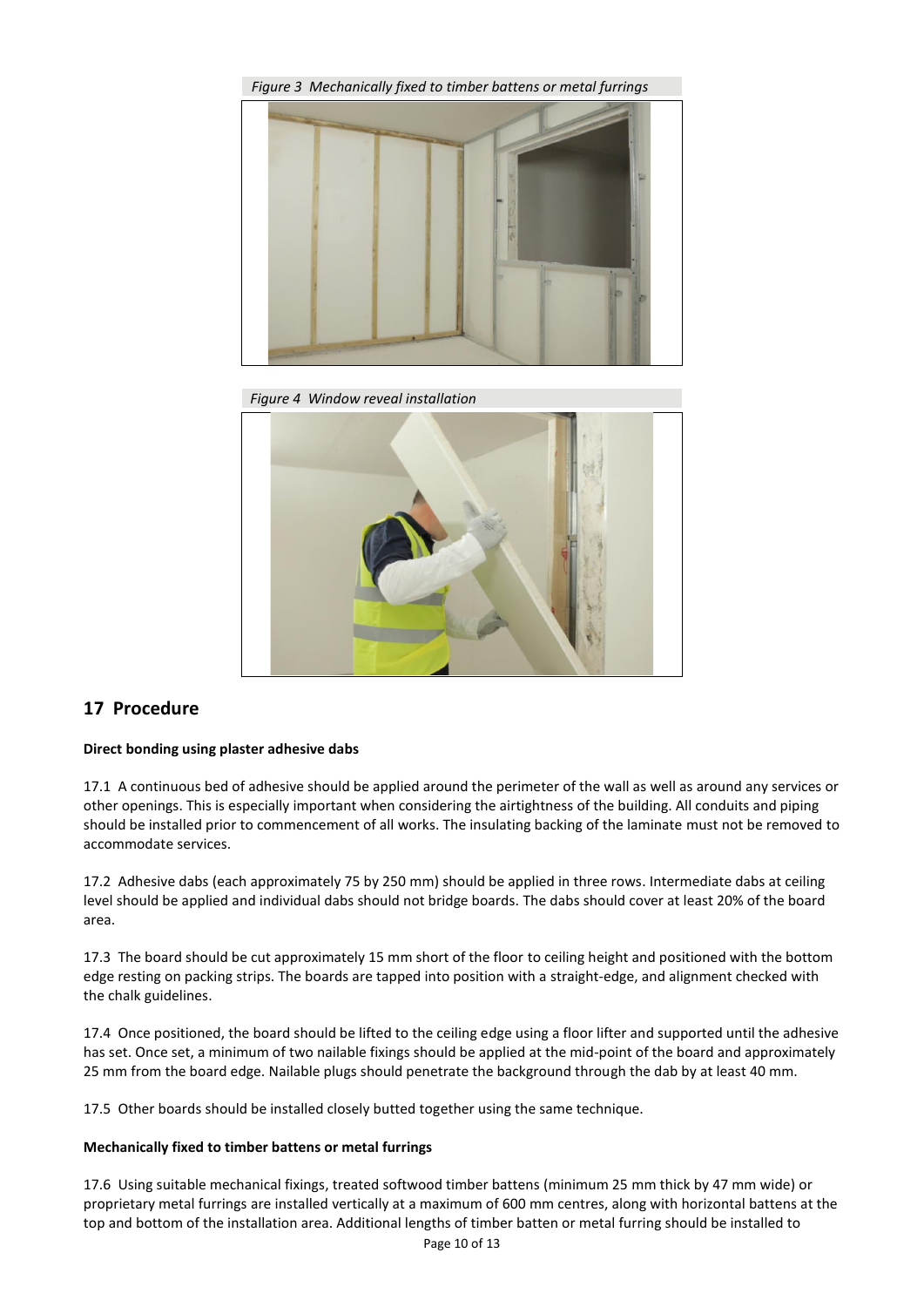*Figure 3 Mechanically fixed to timber battens or metal furrings*

*Figure 4 Window reveal installation*

## 17 Procedure

**Direct bonding using plaster adhesive dabs**

17.1 A continuous bed of adhesive should be applied around the perimeter of the wall as well as around any services or other openings. This is especially important when considering the airtightness of the building. All conduits and piping should be installed prior to commencement of all works. The insulating backing of the laminate must not be removed to accommodate services.

17.2 Adhesive dabs (each approximately 75 by 250 mm) should be applied in three rows. Intermediate dabs at ceiling level should be applied and individual dabs should not bridge boards. The dabs should cover at least 20% of the board area.

17.3 The board should be cut approximately 15 mm short of the floor to ceiling height and positioned with the bottom edge resting on packing strips. The boards are tapped into position with a straight-edge, and alignment checked with the chalk guidelines.

17.4 Once positioned, the board should be lifted to the ceiling edge using a floor lifter and supported until the adhesive has set. Once set, a minimum of two nailable fixings should be applied at the mid-point of the board and approximately 25 mm from the board edge. Nailable plugs should penetrate the background through the dab by at least 40 mm.

17.5 Other boards should be installed closely butted together using the same technique.

**Mechanically fixed to timber battens or metal furrings**

17.6 Using suitable mechanical fixings, treated softwood timber battens (minimum 25 mm thick by 47 mm wide) or proprietary metal furrings are installed vertically at a maximum of 600 mm centres, along with horizontal battens at the top and bottom of the installation area. Additional lengths of timber batten or metal furring should be installed to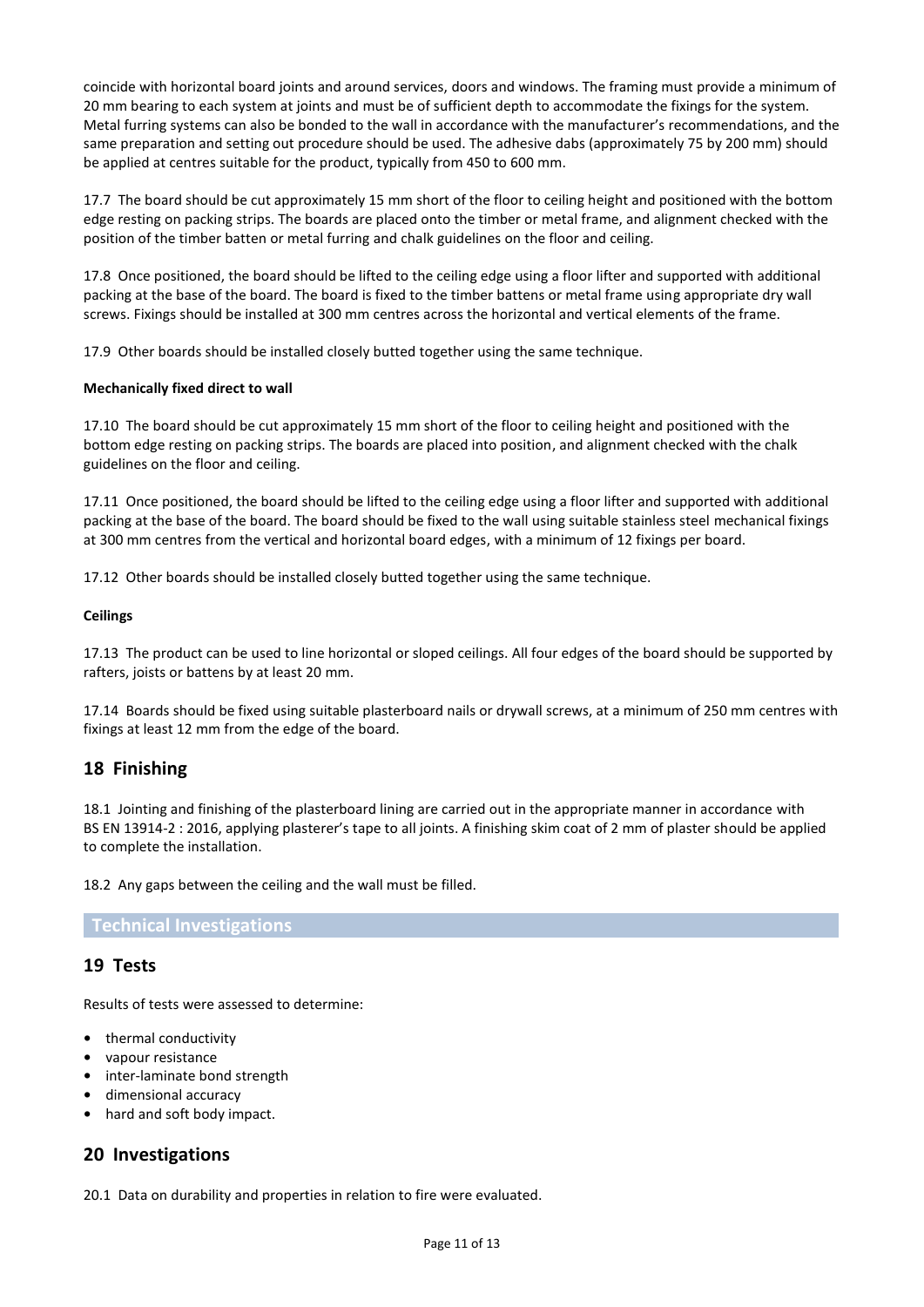coincide with horizontal board joints and around services, doors and windows. The framing must provide a minimum of 20 mm bearing to each system at joints and must be of sufficient depth to accommodate the fixings for the system. Metal furring systems can also be bonded to the wall in accordance with the manufacturer's recommendations, and the same preparation and setting out procedure should be used. The adhesive dabs (approximately 75 by 200 mm) should be applied at centres suitable for the product, typically from 450 to 600 mm.

17.7 The board should be cut approximately 15 mm short of the floor to ceiling height and positioned with the bottom edge resting on packing strips. The boards are placed onto the timber or metal frame, and alignment checked with the position of the timber batten or metal furring and chalk guidelines on the floor and ceiling.

17.8 Once positioned, the board should be lifted to the ceiling edge using a floor lifter and supported with additional packing at the base of the board. The board is fixed to the timber battens or metal frame using appropriate dry wall screws. Fixings should be installed at 300 mm centres across the horizontal and vertical elements of the frame.

17.9 Other boards should be installed closely butted together using the same technique.

**Mechanically fixed direct to wall**

17.10 The board should be cut approximately 15 mm short of the floor to ceiling height and positioned with the bottom edge resting on packing strips. The boards are placed into position, and alignment checked with the chalk guidelines on the floor and ceiling.

17.11 Once positioned, the board should be lifted to the ceiling edge using a floor lifter and supported with additional packing at the base of the board. The board should be fixed to the wall using suitable stainless steel mechanical fixings at 300 mm centres from the vertical and horizontal board edges, with a minimum of 12 fixings per board.

17.12 Other boards should be installed closely butted together using the same technique.

**Ceilings**

17.13 The product can be used to line horizontal or sloped ceilings. All four edges of the board should be supported by rafters, joists or battens by at least 20 mm.

17.14 Boards should be fixed using suitable plasterboard nails or drywall screws, at a minimum of 250 mm centres with fixings at least 12 mm from the edge of the board.

## 18 Finishing

18.1 Jointing and finishing of the plasterboard lining are carried out in the appropriate manner in accordance with BS EN 13914-2 : 2016, applying plasterer's tape to all joints. A finishing skim coat of 2 mm of plaster should be applied to complete the installation.

18.2 Any gaps between the ceiling and the wall must be filled.

# Technical Investigations

## 19 Tests

Results of tests were assessed to determine:

- thermal conductivity
- vapour resistance
- inter-laminate bond strength
- dimensional accuracy
- hard and soft body impact.

## 20 Investigations

20.1 Data on durability and properties in relation to fire were evaluated.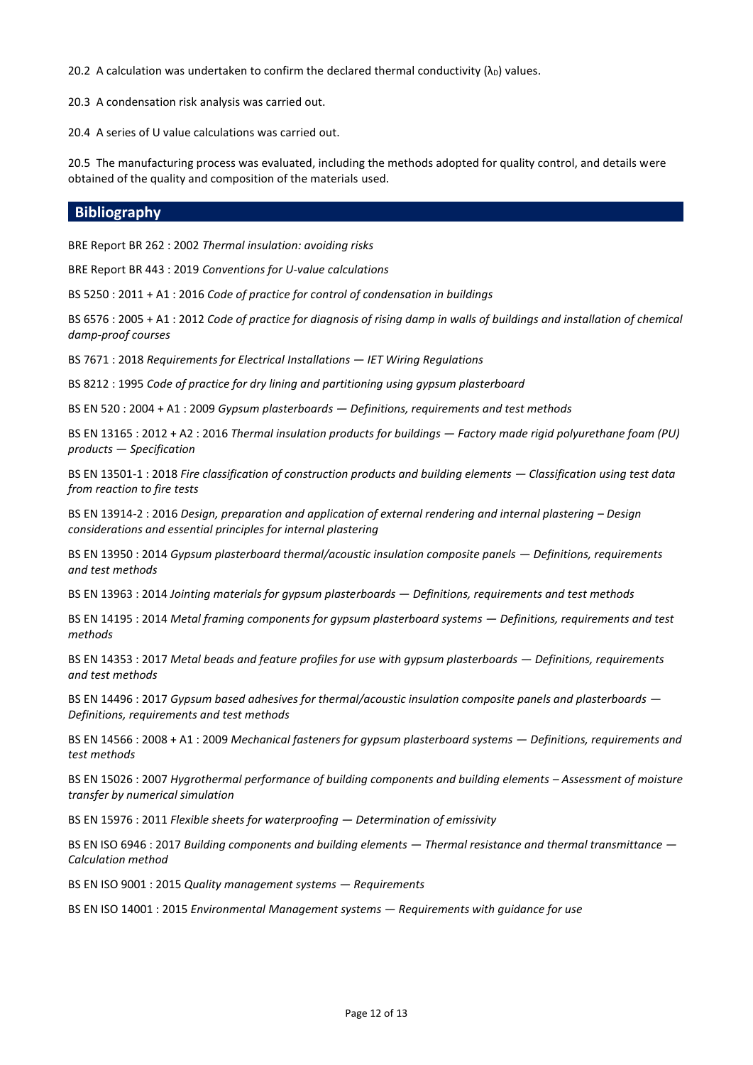20.2 A calculation was undertaken to confirm the declared thermal conductivity ($\lambda_D$) values.

20.3 A condensation risk analysis was carried out.

20.4 A series of U value calculations was carried out.

20.5 The manufacturing process was evaluated, including the methods adopted for quality control, and details were obtained of the quality and composition of the materials used.

## Bibliography

BRE Report BR 262 : 2002 *Thermal insulation: avoiding risks*

BRE Report BR 443 : 2019 *Conventions for U-value calculations*

BS 5250 : 2011 + A1 : 2016 *Code of practice for control of condensation in buildings*

BS 6576 : 2005 + A1 : 2012 *Code of practice for diagnosis of rising damp in walls of buildings and installation of chemical damp-proof courses*

BS 7671 : 2018 *Requirements for Electrical Installations — IET Wiring Regulations*

BS 8212 : 1995 *Code of practice for dry lining and partitioning using gypsum plasterboard*

BS EN 520 : 2004 + A1 : 2009 *Gypsum plasterboards — Definitions, requirements and test methods*

BS EN 13165 : 2012 + A2 : 2016 *Thermal insulation products for buildings — Factory made rigid polyurethane foam (PU) products — Specification*

BS EN 13501-1 : 2018 *Fire classification of construction products and building elements — Classification using test data from reaction to fire tests*

BS EN 13914-2 : 2016 *Design, preparation and application of external rendering and internal plastering – Design considerations and essential principles for internal plastering*

BS EN 13950 : 2014 *Gypsum plasterboard thermal/acoustic insulation composite panels — Definitions, requirements and test methods*

BS EN 13963 : 2014 *Jointing materials for gypsum plasterboards — Definitions, requirements and test methods*

BS EN 14195 : 2014 *Metal framing components for gypsum plasterboard systems — Definitions, requirements and test methods*

BS EN 14353 : 2017 *Metal beads and feature profiles for use with gypsum plasterboards — Definitions, requirements and test methods*

BS EN 14496 : 2017 *Gypsum based adhesives for thermal/acoustic insulation composite panels and plasterboards — Definitions, requirements and test methods*

BS EN 14566 : 2008 + A1 : 2009 *Mechanical fasteners for gypsum plasterboard systems — Definitions, requirements and test methods*

BS EN 15026 : 2007 *Hygrothermal performance of building components and building elements – Assessment of moisture transfer by numerical simulation*

BS EN 15976 : 2011 *Flexible sheets for waterproofing — Determination of emissivity*

BS EN ISO 6946 : 2017 *Building components and building elements — Thermal resistance and thermal transmittance — Calculation method*

BS EN ISO 9001 : 2015 *Quality management systems — Requirements*

BS EN ISO 14001 : 2015 *Environmental Management systems — Requirements with guidance for use*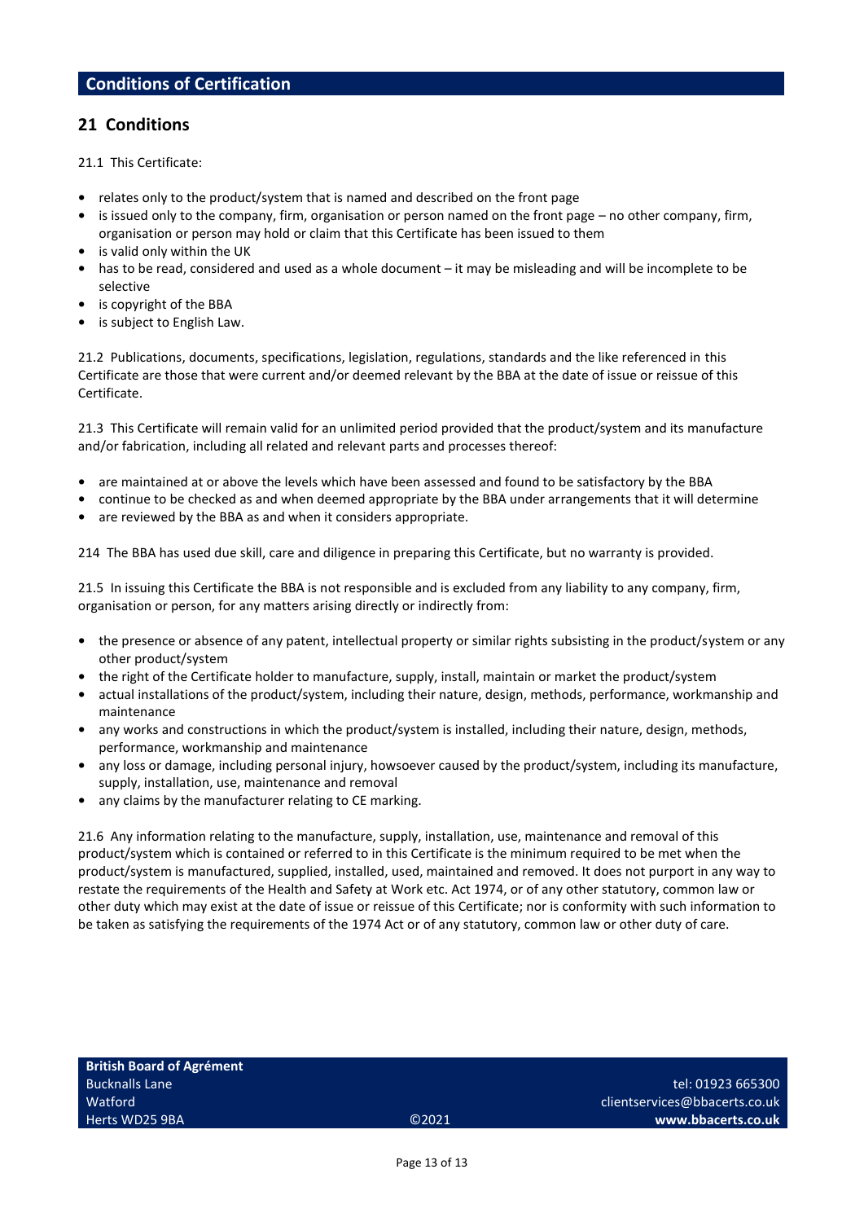## Conditions of Certification

### 21 Conditions

21.1 This Certificate:

- relates only to the product/system that is named and described on the front page
- is issued only to the company, firm, organisation or person named on the front page – no other company, firm, organisation or person may hold or claim that this Certificate has been issued to them
- is valid only within the UK
- has to be read, considered and used as a whole document – it may be misleading and will be incomplete to be selective
- is copyright of the BBA
- is subject to English Law.

21.2 Publications, documents, specifications, legislation, regulations, standards and the like referenced in this Certificate are those that were current and/or deemed relevant by the BBA at the date of issue or reissue of this Certificate.

21.3 This Certificate will remain valid for an unlimited period provided that the product/system and its manufacture and/or fabrication, including all related and relevant parts and processes thereof:

- are maintained at or above the levels which have been assessed and found to be satisfactory by the BBA
- continue to be checked as and when deemed appropriate by the BBA under arrangements that it will determine
- are reviewed by the BBA as and when it considers appropriate.

214 The BBA has used due skill, care and diligence in preparing this Certificate, but no warranty is provided.

21.5 In issuing this Certificate the BBA is not responsible and is excluded from any liability to any company, firm, organisation or person, for any matters arising directly or indirectly from:

- the presence or absence of any patent, intellectual property or similar rights subsisting in the product/system or any other product/system
- the right of the Certificate holder to manufacture, supply, install, maintain or market the product/system
- actual installations of the product/system, including their nature, design, methods, performance, workmanship and maintenance
- any works and constructions in which the product/system is installed, including their nature, design, methods, performance, workmanship and maintenance
- any loss or damage, including personal injury, howsoever caused by the product/system, including its manufacture, supply, installation, use, maintenance and removal
- any claims by the manufacturer relating to CE marking.

21.6 Any information relating to the manufacture, supply, installation, use, maintenance and removal of this product/system which is contained or referred to in this Certificate is the minimum required to be met when the product/system is manufactured, supplied, installed, used, maintained and removed. It does not purport in any way to restate the requirements of the Health and Safety at Work etc. Act 1974, or of any other statutory, common law or other duty which may exist at the date of issue or reissue of this Certificate; nor is conformity with such information to be taken as satisfying the requirements of the 1974 Act or of any statutory, common law or other duty of care.

**British Board of Agrément**
Bucknalls Lane
Watford
Herts WD25 9BA

©2021

tel: 01923 665300
clientservices@bbacerts.co.uk
**www.bbacerts.co.uk**